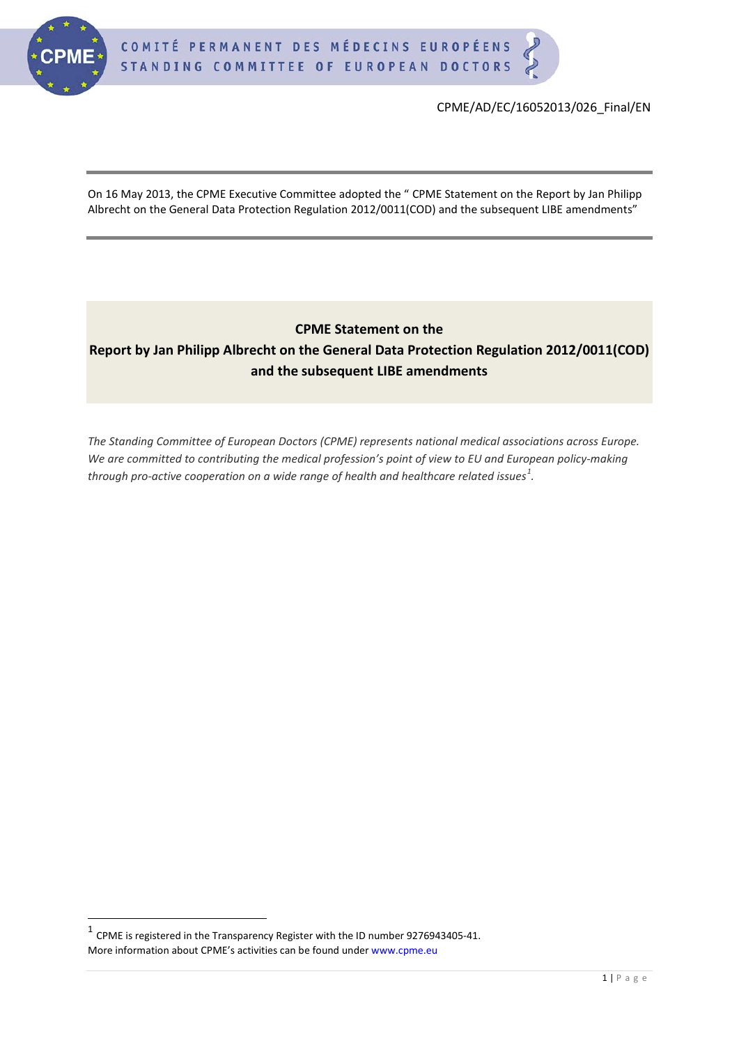CPME/AD/EC/16052013/026_Final/EN

On 16 May 2013, the CPME Executive Committee adopted the " CPME Statement on the Report by Jan Philipp Albrecht on the General Data Protection Regulation 2012/0011(COD) and the subsequent LIBE amendments"

# CPME Statement on the Report by Jan Philipp Albrecht on the General Data Protection Regulation 2012/0011(COD) and the subsequent LIBE amendments

*The Standing Committee of European Doctors (CPME) represents national medical associations across Europe. We are committed to contributing the medical profession's point of view to EU and European policy-making through pro-active cooperation on a wide range of health and healthcare related issues*[1].

[1] CPME is registered in the Transparency Register with the ID number 9276943405-41. More information about CPME's activities can be found under www.cpme.eu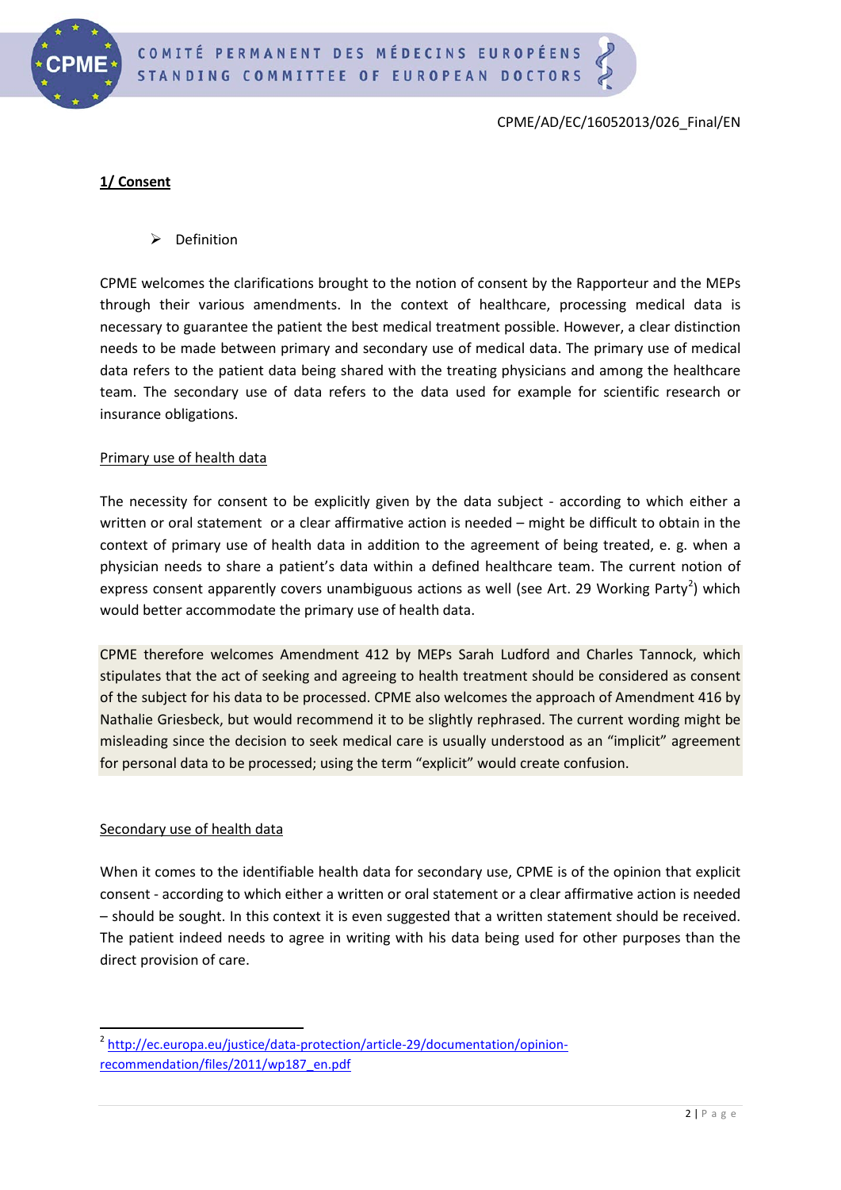CPME/AD/EC/16052013/026_Final/EN

## 1/ Consent

- Definition

CPME welcomes the clarifications brought to the notion of consent by the Rapporteur and the MEPs through their various amendments. In the context of healthcare, processing medical data is necessary to guarantee the patient the best medical treatment possible. However, a clear distinction needs to be made between primary and secondary use of medical data. The primary use of medical data refers to the patient data being shared with the treating physicians and among the healthcare team. The secondary use of data refers to the data used for example for scientific research or insurance obligations.

### Primary use of health data

The necessity for consent to be explicitly given by the data subject - according to which either a written or oral statement or a clear affirmative action is needed – might be difficult to obtain in the context of primary use of health data in addition to the agreement of being treated, e. g. when a physician needs to share a patient's data within a defined healthcare team. The current notion of express consent apparently covers unambiguous actions as well (see Art. 29 Working Party[2]) which would better accommodate the primary use of health data.

CPME therefore welcomes Amendment 412 by MEPs Sarah Ludford and Charles Tannock, which stipulates that the act of seeking and agreeing to health treatment should be considered as consent of the subject for his data to be processed. CPME also welcomes the approach of Amendment 416 by Nathalie Griesbeck, but would recommend it to be slightly rephrased. The current wording might be misleading since the decision to seek medical care is usually understood as an "implicit" agreement for personal data to be processed; using the term "explicit" would create confusion.

### Secondary use of health data

When it comes to the identifiable health data for secondary use, CPME is of the opinion that explicit consent - according to which either a written or oral statement or a clear affirmative action is needed – should be sought. In this context it is even suggested that a written statement should be received. The patient indeed needs to agree in writing with his data being used for other purposes than the direct provision of care.

[2] http://ec.europa.eu/justice/data-protection/article-29/documentation/opinion-recommendation/files/2011/wp187_en.pdf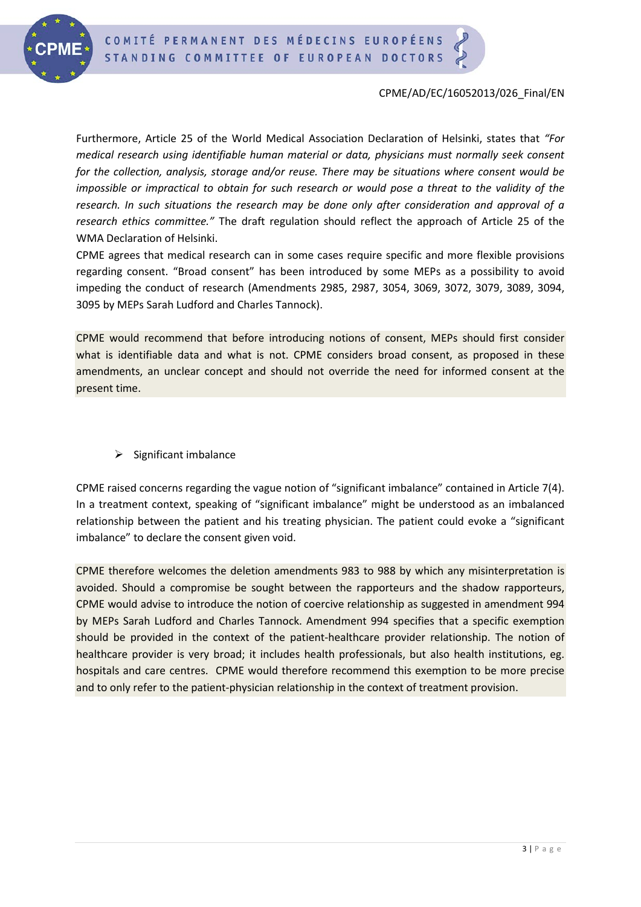Furthermore, Article 25 of the World Medical Association Declaration of Helsinki, states that *"For medical research using identifiable human material or data, physicians must normally seek consent for the collection, analysis, storage and/or reuse. There may be situations where consent would be impossible or impractical to obtain for such research or would pose a threat to the validity of the research. In such situations the research may be done only after consideration and approval of a research ethics committee."* The draft regulation should reflect the approach of Article 25 of the WMA Declaration of Helsinki.

CPME agrees that medical research can in some cases require specific and more flexible provisions regarding consent. "Broad consent" has been introduced by some MEPs as a possibility to avoid impeding the conduct of research (Amendments 2985, 2987, 3054, 3069, 3072, 3079, 3089, 3094, 3095 by MEPs Sarah Ludford and Charles Tannock).

CPME would recommend that before introducing notions of consent, MEPs should first consider what is identifiable data and what is not. CPME considers broad consent, as proposed in these amendments, an unclear concept and should not override the need for informed consent at the present time.

- Significant imbalance

CPME raised concerns regarding the vague notion of "significant imbalance" contained in Article 7(4). In a treatment context, speaking of "significant imbalance" might be understood as an imbalanced relationship between the patient and his treating physician. The patient could evoke a "significant imbalance" to declare the consent given void.

CPME therefore welcomes the deletion amendments 983 to 988 by which any misinterpretation is avoided. Should a compromise be sought between the rapporteurs and the shadow rapporteurs, CPME would advise to introduce the notion of coercive relationship as suggested in amendment 994 by MEPs Sarah Ludford and Charles Tannock. Amendment 994 specifies that a specific exemption should be provided in the context of the patient-healthcare provider relationship. The notion of healthcare provider is very broad; it includes health professionals, but also health institutions, eg. hospitals and care centres. CPME would therefore recommend this exemption to be more precise and to only refer to the patient-physician relationship in the context of treatment provision.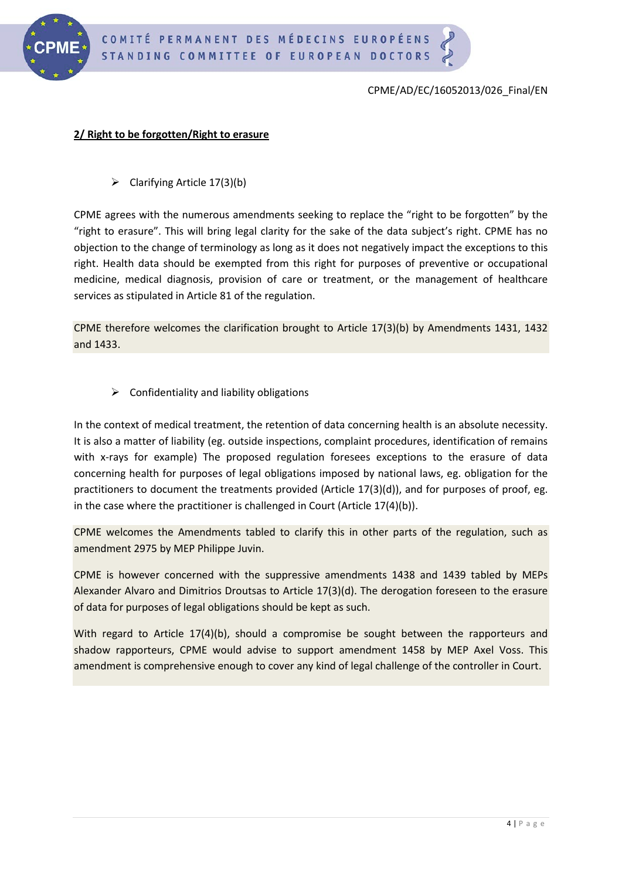## 2/ Right to be forgotten/Right to erasure

- Clarifying Article 17(3)(b)

CPME agrees with the numerous amendments seeking to replace the "right to be forgotten" by the "right to erasure". This will bring legal clarity for the sake of the data subject's right. CPME has no objection to the change of terminology as long as it does not negatively impact the exceptions to this right. Health data should be exempted from this right for purposes of preventive or occupational medicine, medical diagnosis, provision of care or treatment, or the management of healthcare services as stipulated in Article 81 of the regulation.

CPME therefore welcomes the clarification brought to Article 17(3)(b) by Amendments 1431, 1432 and 1433.

- Confidentiality and liability obligations

In the context of medical treatment, the retention of data concerning health is an absolute necessity. It is also a matter of liability (eg. outside inspections, complaint procedures, identification of remains with x-rays for example) The proposed regulation foresees exceptions to the erasure of data concerning health for purposes of legal obligations imposed by national laws, eg. obligation for the practitioners to document the treatments provided (Article 17(3)(d)), and for purposes of proof, eg. in the case where the practitioner is challenged in Court (Article 17(4)(b)).

CPME welcomes the Amendments tabled to clarify this in other parts of the regulation, such as amendment 2975 by MEP Philippe Juvin.

CPME is however concerned with the suppressive amendments 1438 and 1439 tabled by MEPs Alexander Alvaro and Dimitrios Droutsas to Article 17(3)(d). The derogation foreseen to the erasure of data for purposes of legal obligations should be kept as such.

With regard to Article 17(4)(b), should a compromise be sought between the rapporteurs and shadow rapporteurs, CPME would advise to support amendment 1458 by MEP Axel Voss. This amendment is comprehensive enough to cover any kind of legal challenge of the controller in Court.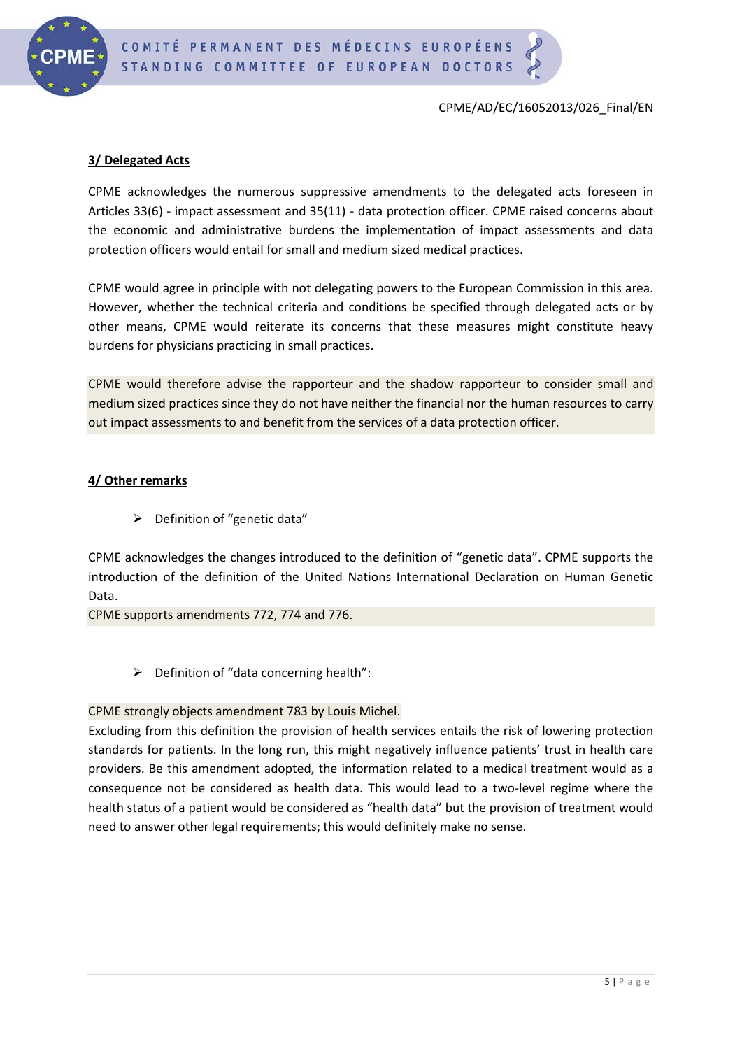CPME/AD/EC/16052013/026_Final/EN

**3/ Delegated Acts**

CPME acknowledges the numerous suppressive amendments to the delegated acts foreseen in Articles 33(6) - impact assessment and 35(11) - data protection officer. CPME raised concerns about the economic and administrative burdens the implementation of impact assessments and data protection officers would entail for small and medium sized medical practices.

CPME would agree in principle with not delegating powers to the European Commission in this area. However, whether the technical criteria and conditions be specified through delegated acts or by other means, CPME would reiterate its concerns that these measures might constitute heavy burdens for physicians practicing in small practices.

CPME would therefore advise the rapporteur and the shadow rapporteur to consider small and medium sized practices since they do not have neither the financial nor the human resources to carry out impact assessments to and benefit from the services of a data protection officer.

**4/ Other remarks**

- Definition of "genetic data"

CPME acknowledges the changes introduced to the definition of "genetic data". CPME supports the introduction of the definition of the United Nations International Declaration on Human Genetic Data.
CPME supports amendments 772, 774 and 776.

- Definition of "data concerning health":

CPME strongly objects amendment 783 by Louis Michel.
Excluding from this definition the provision of health services entails the risk of lowering protection standards for patients. In the long run, this might negatively influence patients' trust in health care providers. Be this amendment adopted, the information related to a medical treatment would as a consequence not be considered as health data. This would lead to a two-level regime where the health status of a patient would be considered as "health data" but the provision of treatment would need to answer other legal requirements; this would definitely make no sense.